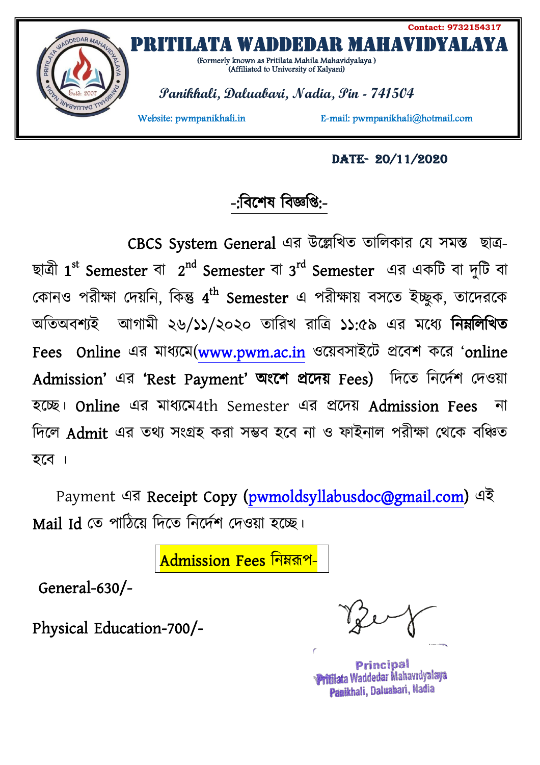Contact: 9732154317

# PRITILATA WADDEDAR MAHAVIDYALAYA

(Formerly known as Pritilata Mahila Mahavidyalaya )
(Affiliated to University of Kalyani)

*Panikhali, Daluabari, Nadia, Pin - 741504*

Website: pwmpanikhali.in E-mail: pwmpanikhali@hotmail.com

**DATE- 20/11/2020**

## -:বিশেষ বিজ্ঞপ্তি:-

CBCS System General এর উল্লেখিত তালিকার যে সমস্ত ছাত্র-ছাত্রী 1st Semester বা 2nd Semester বা 3rd Semester এর একটি বা দুটি বা কোনও পরীক্ষা দেয়নি, কিন্তু 4th Semester এ পরীক্ষায় বসতে ইচ্ছুক, তাদেরকে অতিঅবশ্যই আগামী ২৬/১১/২০২০ তারিখ রাত্রি ১১:৫৯ এর মধ্যে **নিম্নলিখিত** Fees Online এর মাধ্যমে(www.pwm.ac.in ওয়েবসাইটে প্রবেশ করে 'online Admission' এর 'Rest Payment' **অংশে প্রদেয়** Fees) দিতে নির্দেশ দেওয়া হচ্ছে। Online এর মাধ্যমে4th Semester এর প্রদেয় Admission Fees না দিলে Admit এর তথ্য সংগ্রহ করা সম্ভব হবে না ও ফাইনাল পরীক্ষা থেকে বঞ্চিত হবে ।

Payment এর Receipt Copy (pwmoldsyllabusdoc@gmail.com) এই Mail Id তে পাঠিয়ে দিতে নির্দেশ দেওয়া হচ্ছে।

Admission Fees নিম্নরূপ-

General-630/-

Physical Education-700/-

Principal
Pritilata Waddedar Mahavidyalaya
Panikhali, Daluabari, Nadia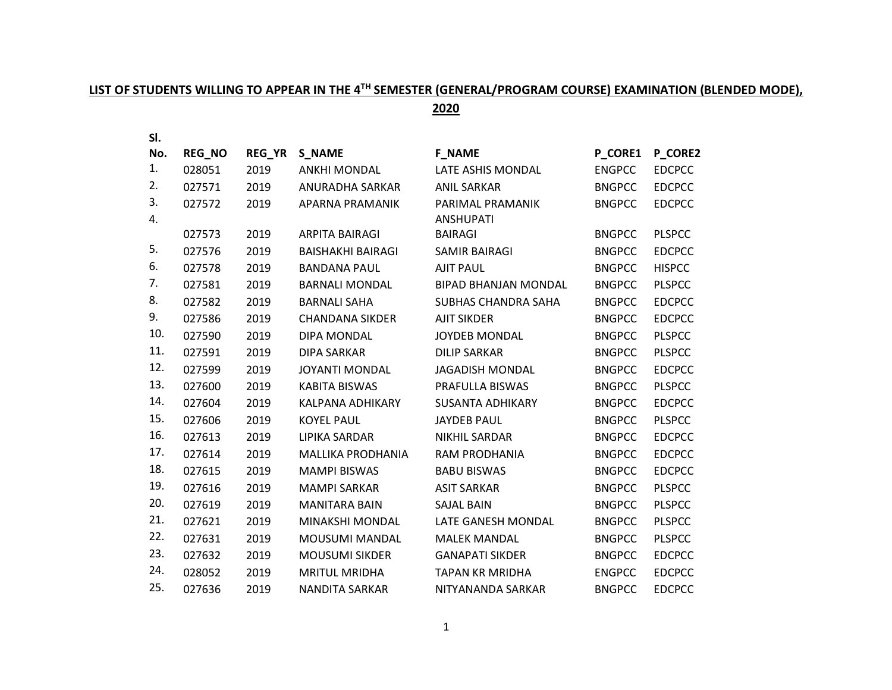## LIST OF STUDENTS WILLING TO APPEAR IN THE 4$^{TH}$ SEMESTER (GENERAL/PROGRAM COURSE) EXAMINATION (BLENDED MODE), 2020

| Sl. No. | REG_NO | REG_YR | S_NAME | F_NAME | P_CORE1 | P_CORE2 |
|---|---|---|---|---|---|---|
| 1. | 028051 | 2019 | ANKHI MONDAL | LATE ASHIS MONDAL | ENGPCC | EDCPCC |
| 2. | 027571 | 2019 | ANURADHA SARKAR | ANIL SARKAR | BNGPCC | EDCPCC |
| 3. | 027572 | 2019 | APARNA PRAMANIK | PARIMAL PRAMANIK | BNGPCC | EDCPCC |
| 4. | 027573 | 2019 | ARPITA BAIRAGI | ANSHUPATI BAIRAGI | BNGPCC | PLSPCC |
| 5. | 027576 | 2019 | BAISHAKHI BAIRAGI | SAMIR BAIRAGI | BNGPCC | EDCPCC |
| 6. | 027578 | 2019 | BANDANA PAUL | AJIT PAUL | BNGPCC | HISPCC |
| 7. | 027581 | 2019 | BARNALI MONDAL | BIPAD BHANJAN MONDAL | BNGPCC | PLSPCC |
| 8. | 027582 | 2019 | BARNALI SAHA | SUBHAS CHANDRA SAHA | BNGPCC | EDCPCC |
| 9. | 027586 | 2019 | CHANDANA SIKDER | AJIT SIKDER | BNGPCC | EDCPCC |
| 10. | 027590 | 2019 | DIPA MONDAL | JOYDEB MONDAL | BNGPCC | PLSPCC |
| 11. | 027591 | 2019 | DIPA SARKAR | DILIP SARKAR | BNGPCC | PLSPCC |
| 12. | 027599 | 2019 | JOYANTI MONDAL | JAGADISH MONDAL | BNGPCC | EDCPCC |
| 13. | 027600 | 2019 | KABITA BISWAS | PRAFULLA BISWAS | BNGPCC | PLSPCC |
| 14. | 027604 | 2019 | KALPANA ADHIKARY | SUSANTA ADHIKARY | BNGPCC | EDCPCC |
| 15. | 027606 | 2019 | KOYEL PAUL | JAYDEB PAUL | BNGPCC | PLSPCC |
| 16. | 027613 | 2019 | LIPIKA SARDAR | NIKHIL SARDAR | BNGPCC | EDCPCC |
| 17. | 027614 | 2019 | MALLIKA PRODHANIA | RAM PRODHANIA | BNGPCC | EDCPCC |
| 18. | 027615 | 2019 | MAMPI BISWAS | BABU BISWAS | BNGPCC | EDCPCC |
| 19. | 027616 | 2019 | MAMPI SARKAR | ASIT SARKAR | BNGPCC | PLSPCC |
| 20. | 027619 | 2019 | MANITARA BAIN | SAJAL BAIN | BNGPCC | PLSPCC |
| 21. | 027621 | 2019 | MINAKSHI MONDAL | LATE GANESH MONDAL | BNGPCC | PLSPCC |
| 22. | 027631 | 2019 | MOUSUMI MANDAL | MALEK MANDAL | BNGPCC | PLSPCC |
| 23. | 027632 | 2019 | MOUSUMI SIKDER | GANAPATI SIKDER | BNGPCC | EDCPCC |
| 24. | 028052 | 2019 | MRITUL MRIDHA | TAPAN KR MRIDHA | ENGPCC | EDCPCC |
| 25. | 027636 | 2019 | NANDITA SARKAR | NITYANANDA SARKAR | BNGPCC | EDCPCC |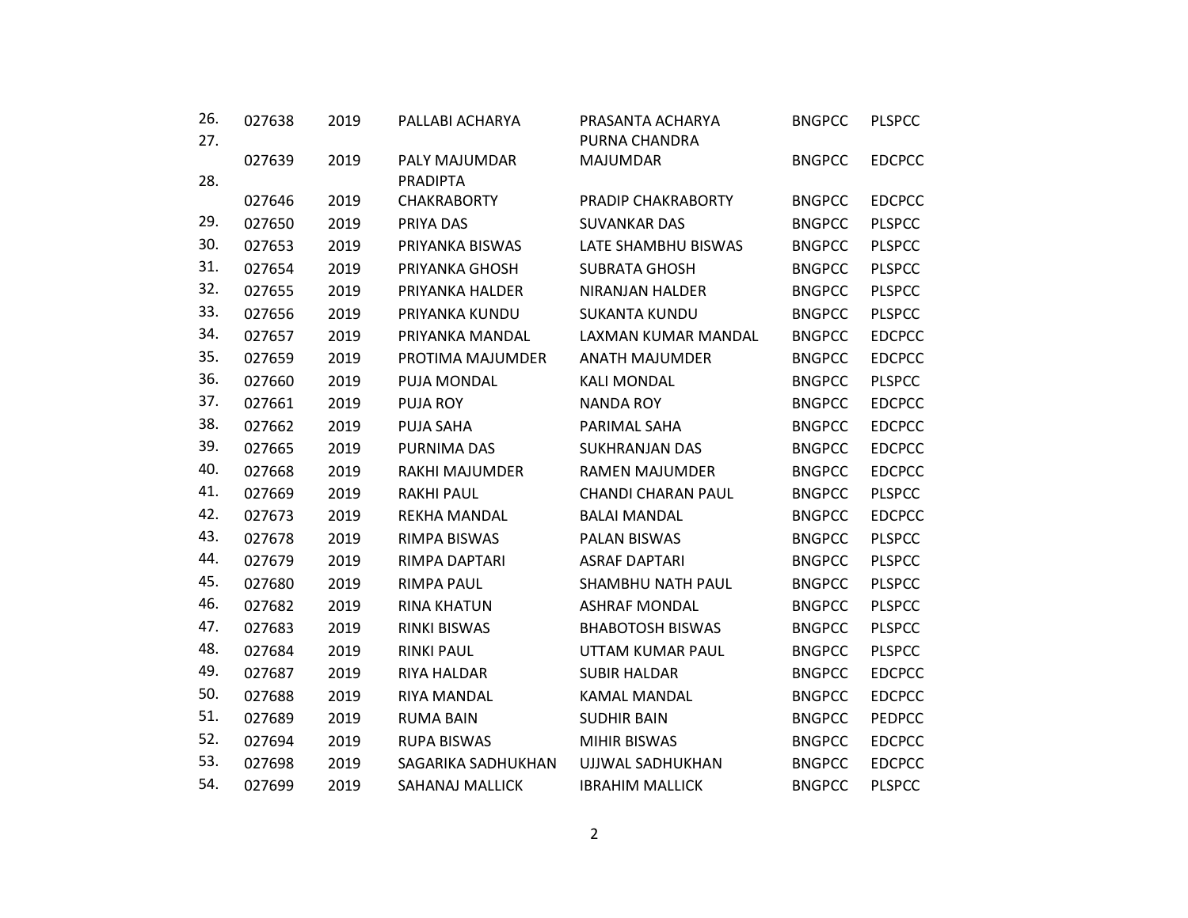| | | | | | | |
|---|---|---|---|---|---|---|
| 26. | 027638 | 2019 | PALLABI ACHARYA | PRASANTA ACHARYA | BNGPCC | PLSPCC |
| 27. | 027639 | 2019 | PALY MAJUMDAR | PURNA CHANDRA MAJUMDAR | BNGPCC | EDCPCC |
| 28. | 027646 | 2019 | PRADIPTA CHAKRABORTY | PRADIP CHAKRABORTY | BNGPCC | EDCPCC |
| 29. | 027650 | 2019 | PRIYA DAS | SUVANKAR DAS | BNGPCC | PLSPCC |
| 30. | 027653 | 2019 | PRIYANKA BISWAS | LATE SHAMBHU BISWAS | BNGPCC | PLSPCC |
| 31. | 027654 | 2019 | PRIYANKA GHOSH | SUBRATA GHOSH | BNGPCC | PLSPCC |
| 32. | 027655 | 2019 | PRIYANKA HALDER | NIRANJAN HALDER | BNGPCC | PLSPCC |
| 33. | 027656 | 2019 | PRIYANKA KUNDU | SUKANTA KUNDU | BNGPCC | PLSPCC |
| 34. | 027657 | 2019 | PRIYANKA MANDAL | LAXMAN KUMAR MANDAL | BNGPCC | EDCPCC |
| 35. | 027659 | 2019 | PROTIMA MAJUMDER | ANATH MAJUMDER | BNGPCC | EDCPCC |
| 36. | 027660 | 2019 | PUJA MONDAL | KALI MONDAL | BNGPCC | PLSPCC |
| 37. | 027661 | 2019 | PUJA ROY | NANDA ROY | BNGPCC | EDCPCC |
| 38. | 027662 | 2019 | PUJA SAHA | PARIMAL SAHA | BNGPCC | EDCPCC |
| 39. | 027665 | 2019 | PURNIMA DAS | SUKHRANJAN DAS | BNGPCC | EDCPCC |
| 40. | 027668 | 2019 | RAKHI MAJUMDER | RAMEN MAJUMDER | BNGPCC | EDCPCC |
| 41. | 027669 | 2019 | RAKHI PAUL | CHANDI CHARAN PAUL | BNGPCC | PLSPCC |
| 42. | 027673 | 2019 | REKHA MANDAL | BALAI MANDAL | BNGPCC | EDCPCC |
| 43. | 027678 | 2019 | RIMPA BISWAS | PALAN BISWAS | BNGPCC | PLSPCC |
| 44. | 027679 | 2019 | RIMPA DAPTARI | ASRAF DAPTARI | BNGPCC | PLSPCC |
| 45. | 027680 | 2019 | RIMPA PAUL | SHAMBHU NATH PAUL | BNGPCC | PLSPCC |
| 46. | 027682 | 2019 | RINA KHATUN | ASHRAF MONDAL | BNGPCC | PLSPCC |
| 47. | 027683 | 2019 | RINKI BISWAS | BHABOTOSH BISWAS | BNGPCC | PLSPCC |
| 48. | 027684 | 2019 | RINKI PAUL | UTTAM KUMAR PAUL | BNGPCC | PLSPCC |
| 49. | 027687 | 2019 | RIYA HALDAR | SUBIR HALDAR | BNGPCC | EDCPCC |
| 50. | 027688 | 2019 | RIYA MANDAL | KAMAL MANDAL | BNGPCC | EDCPCC |
| 51. | 027689 | 2019 | RUMA BAIN | SUDHIR BAIN | BNGPCC | PEDPCC |
| 52. | 027694 | 2019 | RUPA BISWAS | MIHIR BISWAS | BNGPCC | EDCPCC |
| 53. | 027698 | 2019 | SAGARIKA SADHUKHAN | UJJWAL SADHUKHAN | BNGPCC | EDCPCC |
| 54. | 027699 | 2019 | SAHANAJ MALLICK | IBRAHIM MALLICK | BNGPCC | PLSPCC |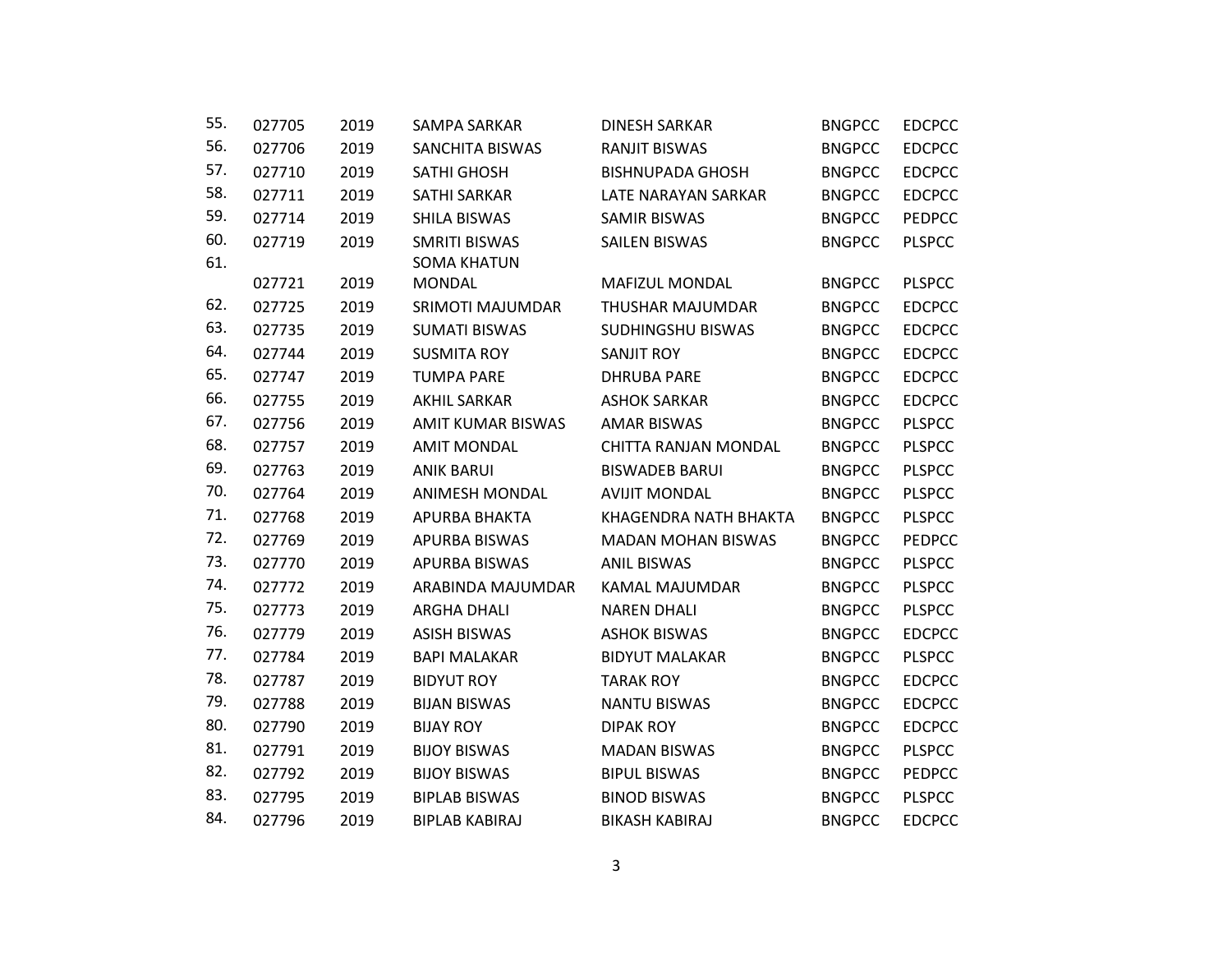| | | | | | | |
|---|---|---|---|---|---|---|
| 55. | 027705 | 2019 | SAMPA SARKAR | DINESH SARKAR | BNGPCC | EDCPCC |
| 56. | 027706 | 2019 | SANCHITA BISWAS | RANJIT BISWAS | BNGPCC | EDCPCC |
| 57. | 027710 | 2019 | SATHI GHOSH | BISHNUPADA GHOSH | BNGPCC | EDCPCC |
| 58. | 027711 | 2019 | SATHI SARKAR | LATE NARAYAN SARKAR | BNGPCC | EDCPCC |
| 59. | 027714 | 2019 | SHILA BISWAS | SAMIR BISWAS | BNGPCC | PEDPCC |
| 60. | 027719 | 2019 | SMRITI BISWAS | SAILEN BISWAS | BNGPCC | PLSPCC |
| 61. | 027721 | 2019 | SOMA KHATUN MONDAL | MAFIZUL MONDAL | BNGPCC | PLSPCC |
| 62. | 027725 | 2019 | SRIMOTI MAJUMDAR | THUSHAR MAJUMDAR | BNGPCC | EDCPCC |
| 63. | 027735 | 2019 | SUMATI BISWAS | SUDHINGSHU BISWAS | BNGPCC | EDCPCC |
| 64. | 027744 | 2019 | SUSMITA ROY | SANJIT ROY | BNGPCC | EDCPCC |
| 65. | 027747 | 2019 | TUMPA PARE | DHRUBA PARE | BNGPCC | EDCPCC |
| 66. | 027755 | 2019 | AKHIL SARKAR | ASHOK SARKAR | BNGPCC | EDCPCC |
| 67. | 027756 | 2019 | AMIT KUMAR BISWAS | AMAR BISWAS | BNGPCC | PLSPCC |
| 68. | 027757 | 2019 | AMIT MONDAL | CHITTA RANJAN MONDAL | BNGPCC | PLSPCC |
| 69. | 027763 | 2019 | ANIK BARUI | BISWADEB BARUI | BNGPCC | PLSPCC |
| 70. | 027764 | 2019 | ANIMESH MONDAL | AVIJIT MONDAL | BNGPCC | PLSPCC |
| 71. | 027768 | 2019 | APURBA BHAKTA | KHAGENDRA NATH BHAKTA | BNGPCC | PLSPCC |
| 72. | 027769 | 2019 | APURBA BISWAS | MADAN MOHAN BISWAS | BNGPCC | PEDPCC |
| 73. | 027770 | 2019 | APURBA BISWAS | ANIL BISWAS | BNGPCC | PLSPCC |
| 74. | 027772 | 2019 | ARABINDA MAJUMDAR | KAMAL MAJUMDAR | BNGPCC | PLSPCC |
| 75. | 027773 | 2019 | ARGHA DHALI | NAREN DHALI | BNGPCC | PLSPCC |
| 76. | 027779 | 2019 | ASISH BISWAS | ASHOK BISWAS | BNGPCC | EDCPCC |
| 77. | 027784 | 2019 | BAPI MALAKAR | BIDYUT MALAKAR | BNGPCC | PLSPCC |
| 78. | 027787 | 2019 | BIDYUT ROY | TARAK ROY | BNGPCC | EDCPCC |
| 79. | 027788 | 2019 | BIJAN BISWAS | NANTU BISWAS | BNGPCC | EDCPCC |
| 80. | 027790 | 2019 | BIJAY ROY | DIPAK ROY | BNGPCC | EDCPCC |
| 81. | 027791 | 2019 | BIJOY BISWAS | MADAN BISWAS | BNGPCC | PLSPCC |
| 82. | 027792 | 2019 | BIJOY BISWAS | BIPUL BISWAS | BNGPCC | PEDPCC |
| 83. | 027795 | 2019 | BIPLAB BISWAS | BINOD BISWAS | BNGPCC | PLSPCC |
| 84. | 027796 | 2019 | BIPLAB KABIRAJ | BIKASH KABIRAJ | BNGPCC | EDCPCC |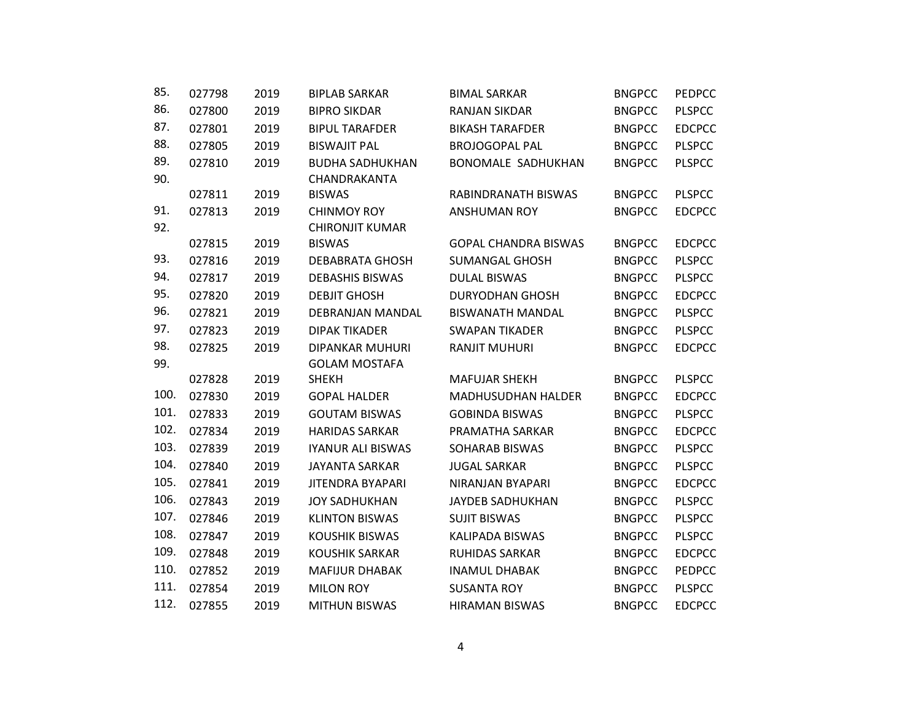| | | | | | | |
|---|---|---|---|---|---|---|
| 85. | 027798 | 2019 | BIPLAB SARKAR | BIMAL SARKAR | BNGPCC | PEDPCC |
| 86. | 027800 | 2019 | BIPRO SIKDAR | RANJAN SIKDAR | BNGPCC | PLSPCC |
| 87. | 027801 | 2019 | BIPUL TARAFDER | BIKASH TARAFDER | BNGPCC | EDCPCC |
| 88. | 027805 | 2019 | BISWAJIT PAL | BROJOGOPAL PAL | BNGPCC | PLSPCC |
| 89. | 027810 | 2019 | BUDHA SADHUKHAN | BONOMALE SADHUKHAN | BNGPCC | PLSPCC |
| 90. | 027811 | 2019 | CHANDRAKANTA BISWAS | RABINDRANATH BISWAS | BNGPCC | PLSPCC |
| 91. | 027813 | 2019 | CHINMOY ROY | ANSHUMAN ROY | BNGPCC | EDCPCC |
| 92. | 027815 | 2019 | CHIRONJIT KUMAR BISWAS | GOPAL CHANDRA BISWAS | BNGPCC | EDCPCC |
| 93. | 027816 | 2019 | DEBABRATA GHOSH | SUMANGAL GHOSH | BNGPCC | PLSPCC |
| 94. | 027817 | 2019 | DEBASHIS BISWAS | DULAL BISWAS | BNGPCC | PLSPCC |
| 95. | 027820 | 2019 | DEBJIT GHOSH | DURYODHAN GHOSH | BNGPCC | EDCPCC |
| 96. | 027821 | 2019 | DEBRANJAN MANDAL | BISWANATH MANDAL | BNGPCC | PLSPCC |
| 97. | 027823 | 2019 | DIPAK TIKADER | SWAPAN TIKADER | BNGPCC | PLSPCC |
| 98. | 027825 | 2019 | DIPANKAR MUHURI | RANJIT MUHURI | BNGPCC | EDCPCC |
| 99. | 027828 | 2019 | GOLAM MOSTAFA SHEKH | MAFUJAR SHEKH | BNGPCC | PLSPCC |
| 100. | 027830 | 2019 | GOPAL HALDER | MADHUSUDHAN HALDER | BNGPCC | EDCPCC |
| 101. | 027833 | 2019 | GOUTAM BISWAS | GOBINDA BISWAS | BNGPCC | PLSPCC |
| 102. | 027834 | 2019 | HARIDAS SARKAR | PRAMATHA SARKAR | BNGPCC | EDCPCC |
| 103. | 027839 | 2019 | IYANUR ALI BISWAS | SOHARAB BISWAS | BNGPCC | PLSPCC |
| 104. | 027840 | 2019 | JAYANTA SARKAR | JUGAL SARKAR | BNGPCC | PLSPCC |
| 105. | 027841 | 2019 | JITENDRA BYAPARI | NIRANJAN BYAPARI | BNGPCC | EDCPCC |
| 106. | 027843 | 2019 | JOY SADHUKHAN | JAYDEB SADHUKHAN | BNGPCC | PLSPCC |
| 107. | 027846 | 2019 | KLINTON BISWAS | SUJIT BISWAS | BNGPCC | PLSPCC |
| 108. | 027847 | 2019 | KOUSHIK BISWAS | KALIPADA BISWAS | BNGPCC | PLSPCC |
| 109. | 027848 | 2019 | KOUSHIK SARKAR | RUHIDAS SARKAR | BNGPCC | EDCPCC |
| 110. | 027852 | 2019 | MAFIJUR DHABAK | INAMUL DHABAK | BNGPCC | PEDPCC |
| 111. | 027854 | 2019 | MILON ROY | SUSANTA ROY | BNGPCC | PLSPCC |
| 112. | 027855 | 2019 | MITHUN BISWAS | HIRAMAN BISWAS | BNGPCC | EDCPCC |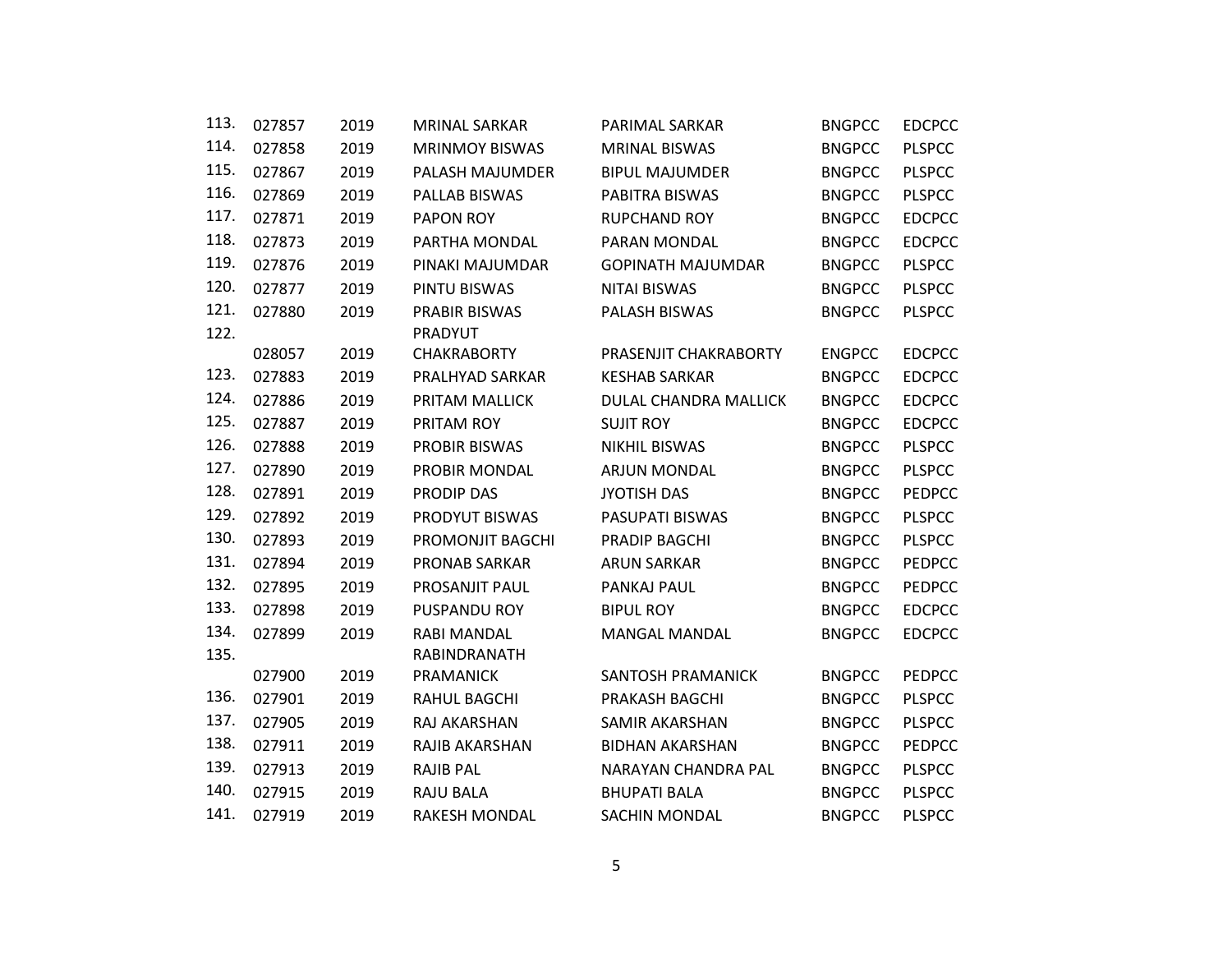| | | | | | | |
|---|---|---|---|---|---|---|
| 113. | 027857 | 2019 | MRINAL SARKAR | PARIMAL SARKAR | BNGPCC | EDCPCC |
| 114. | 027858 | 2019 | MRINMOY BISWAS | MRINAL BISWAS | BNGPCC | PLSPCC |
| 115. | 027867 | 2019 | PALASH MAJUMDER | BIPUL MAJUMDER | BNGPCC | PLSPCC |
| 116. | 027869 | 2019 | PALLAB BISWAS | PABITRA BISWAS | BNGPCC | PLSPCC |
| 117. | 027871 | 2019 | PAPON ROY | RUPCHAND ROY | BNGPCC | EDCPCC |
| 118. | 027873 | 2019 | PARTHA MONDAL | PARAN MONDAL | BNGPCC | EDCPCC |
| 119. | 027876 | 2019 | PINAKI MAJUMDAR | GOPINATH MAJUMDAR | BNGPCC | PLSPCC |
| 120. | 027877 | 2019 | PINTU BISWAS | NITAI BISWAS | BNGPCC | PLSPCC |
| 121. | 027880 | 2019 | PRABIR BISWAS | PALASH BISWAS | BNGPCC | PLSPCC |
| 122. | 028057 | 2019 | PRADYUT CHAKRABORTY | PRASENJIT CHAKRABORTY | ENGPCC | EDCPCC |
| 123. | 027883 | 2019 | PRALHYAD SARKAR | KESHAB SARKAR | BNGPCC | EDCPCC |
| 124. | 027886 | 2019 | PRITAM MALLICK | DULAL CHANDRA MALLICK | BNGPCC | EDCPCC |
| 125. | 027887 | 2019 | PRITAM ROY | SUJIT ROY | BNGPCC | EDCPCC |
| 126. | 027888 | 2019 | PROBIR BISWAS | NIKHIL BISWAS | BNGPCC | PLSPCC |
| 127. | 027890 | 2019 | PROBIR MONDAL | ARJUN MONDAL | BNGPCC | PLSPCC |
| 128. | 027891 | 2019 | PRODIP DAS | JYOTISH DAS | BNGPCC | PEDPCC |
| 129. | 027892 | 2019 | PRODYUT BISWAS | PASUPATI BISWAS | BNGPCC | PLSPCC |
| 130. | 027893 | 2019 | PROMONJIT BAGCHI | PRADIP BAGCHI | BNGPCC | PLSPCC |
| 131. | 027894 | 2019 | PRONAB SARKAR | ARUN SARKAR | BNGPCC | PEDPCC |
| 132. | 027895 | 2019 | PROSANJIT PAUL | PANKAJ PAUL | BNGPCC | PEDPCC |
| 133. | 027898 | 2019 | PUSPANDU ROY | BIPUL ROY | BNGPCC | EDCPCC |
| 134. | 027899 | 2019 | RABI MANDAL | MANGAL MANDAL | BNGPCC | EDCPCC |
| 135. | 027900 | 2019 | RABINDRANATH PRAMANICK | SANTOSH PRAMANICK | BNGPCC | PEDPCC |
| 136. | 027901 | 2019 | RAHUL BAGCHI | PRAKASH BAGCHI | BNGPCC | PLSPCC |
| 137. | 027905 | 2019 | RAJ AKARSHAN | SAMIR AKARSHAN | BNGPCC | PLSPCC |
| 138. | 027911 | 2019 | RAJIB AKARSHAN | BIDHAN AKARSHAN | BNGPCC | PEDPCC |
| 139. | 027913 | 2019 | RAJIB PAL | NARAYAN CHANDRA PAL | BNGPCC | PLSPCC |
| 140. | 027915 | 2019 | RAJU BALA | BHUPATI BALA | BNGPCC | PLSPCC |
| 141. | 027919 | 2019 | RAKESH MONDAL | SACHIN MONDAL | BNGPCC | PLSPCC |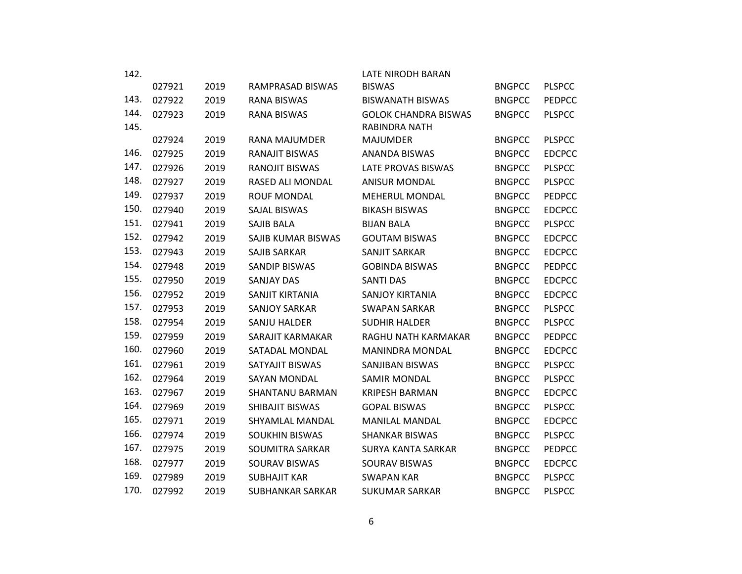| | | | | | | |
|---|---|---|---|---|---|---|
| 142. | 027921 | 2019 | RAMPRASAD BISWAS | LATE NIRODH BARAN BISWAS | BNGPCC | PLSPCC |
| 143. | 027922 | 2019 | RANA BISWAS | BISWANATH BISWAS | BNGPCC | PEDPCC |
| 144. | 027923 | 2019 | RANA BISWAS | GOLOK CHANDRA BISWAS | BNGPCC | PLSPCC |
| 145. | 027924 | 2019 | RANA MAJUMDER | RABINDRA NATH MAJUMDER | BNGPCC | PLSPCC |
| 146. | 027925 | 2019 | RANAJIT BISWAS | ANANDA BISWAS | BNGPCC | EDCPCC |
| 147. | 027926 | 2019 | RANOJIT BISWAS | LATE PROVAS BISWAS | BNGPCC | PLSPCC |
| 148. | 027927 | 2019 | RASED ALI MONDAL | ANISUR MONDAL | BNGPCC | PLSPCC |
| 149. | 027937 | 2019 | ROUF MONDAL | MEHERUL MONDAL | BNGPCC | PEDPCC |
| 150. | 027940 | 2019 | SAJAL BISWAS | BIKASH BISWAS | BNGPCC | EDCPCC |
| 151. | 027941 | 2019 | SAJIB BALA | BIJAN BALA | BNGPCC | PLSPCC |
| 152. | 027942 | 2019 | SAJIB KUMAR BISWAS | GOUTAM BISWAS | BNGPCC | EDCPCC |
| 153. | 027943 | 2019 | SAJIB SARKAR | SANJIT SARKAR | BNGPCC | EDCPCC |
| 154. | 027948 | 2019 | SANDIP BISWAS | GOBINDA BISWAS | BNGPCC | PEDPCC |
| 155. | 027950 | 2019 | SANJAY DAS | SANTI DAS | BNGPCC | EDCPCC |
| 156. | 027952 | 2019 | SANJIT KIRTANIA | SANJOY KIRTANIA | BNGPCC | EDCPCC |
| 157. | 027953 | 2019 | SANJOY SARKAR | SWAPAN SARKAR | BNGPCC | PLSPCC |
| 158. | 027954 | 2019 | SANJU HALDER | SUDHIR HALDER | BNGPCC | PLSPCC |
| 159. | 027959 | 2019 | SARAJIT KARMAKAR | RAGHU NATH KARMAKAR | BNGPCC | PEDPCC |
| 160. | 027960 | 2019 | SATADAL MONDAL | MANINDRA MONDAL | BNGPCC | EDCPCC |
| 161. | 027961 | 2019 | SATYAJIT BISWAS | SANJIBAN BISWAS | BNGPCC | PLSPCC |
| 162. | 027964 | 2019 | SAYAN MONDAL | SAMIR MONDAL | BNGPCC | PLSPCC |
| 163. | 027967 | 2019 | SHANTANU BARMAN | KRIPESH BARMAN | BNGPCC | EDCPCC |
| 164. | 027969 | 2019 | SHIBAJIT BISWAS | GOPAL BISWAS | BNGPCC | PLSPCC |
| 165. | 027971 | 2019 | SHYAMLAL MANDAL | MANILAL MANDAL | BNGPCC | EDCPCC |
| 166. | 027974 | 2019 | SOUKHIN BISWAS | SHANKAR BISWAS | BNGPCC | PLSPCC |
| 167. | 027975 | 2019 | SOUMITRA SARKAR | SURYA KANTA SARKAR | BNGPCC | PEDPCC |
| 168. | 027977 | 2019 | SOURAV BISWAS | SOURAV BISWAS | BNGPCC | EDCPCC |
| 169. | 027989 | 2019 | SUBHAJIT KAR | SWAPAN KAR | BNGPCC | PLSPCC |
| 170. | 027992 | 2019 | SUBHANKAR SARKAR | SUKUMAR SARKAR | BNGPCC | PLSPCC |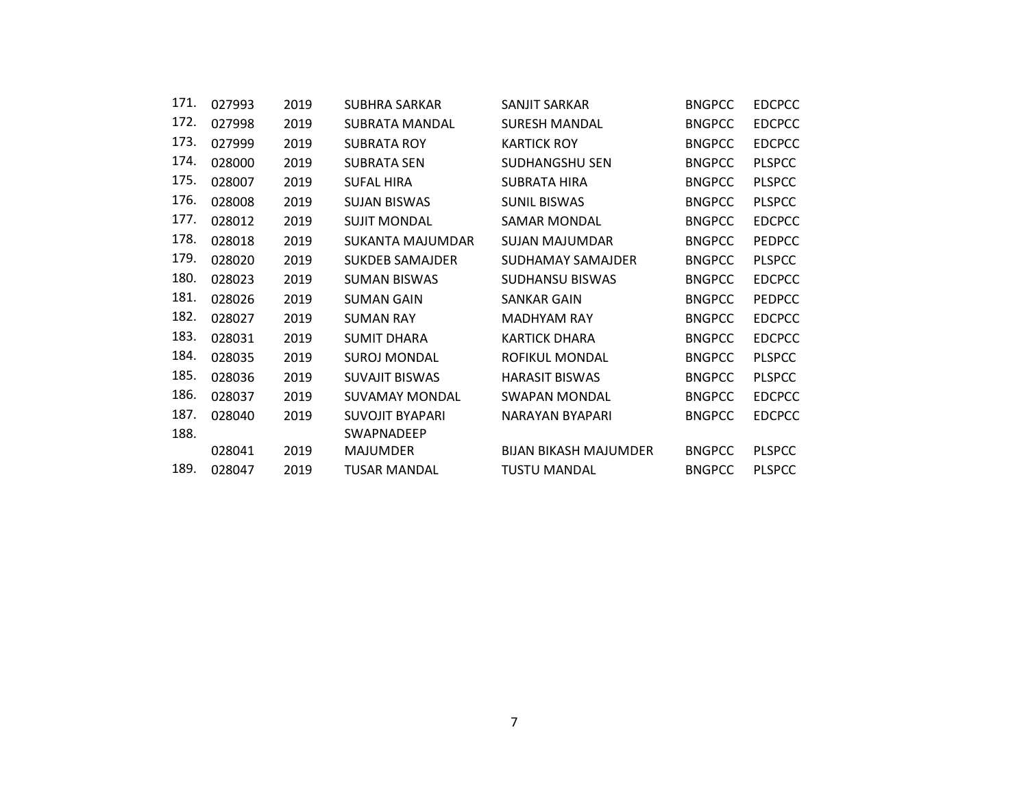| | | | | | | |
|---|---|---|---|---|---|---|
| 171. | 027993 | 2019 | SUBHRA SARKAR | SANJIT SARKAR | BNGPCC | EDCPCC |
| 172. | 027998 | 2019 | SUBRATA MANDAL | SURESH MANDAL | BNGPCC | EDCPCC |
| 173. | 027999 | 2019 | SUBRATA ROY | KARTICK ROY | BNGPCC | EDCPCC |
| 174. | 028000 | 2019 | SUBRATA SEN | SUDHANGSHU SEN | BNGPCC | PLSPCC |
| 175. | 028007 | 2019 | SUFAL HIRA | SUBRATA HIRA | BNGPCC | PLSPCC |
| 176. | 028008 | 2019 | SUJAN BISWAS | SUNIL BISWAS | BNGPCC | PLSPCC |
| 177. | 028012 | 2019 | SUJIT MONDAL | SAMAR MONDAL | BNGPCC | EDCPCC |
| 178. | 028018 | 2019 | SUKANTA MAJUMDAR | SUJAN MAJUMDAR | BNGPCC | PEDPCC |
| 179. | 028020 | 2019 | SUKDEB SAMAJDER | SUDHAMAY SAMAJDER | BNGPCC | PLSPCC |
| 180. | 028023 | 2019 | SUMAN BISWAS | SUDHANSU BISWAS | BNGPCC | EDCPCC |
| 181. | 028026 | 2019 | SUMAN GAIN | SANKAR GAIN | BNGPCC | PEDPCC |
| 182. | 028027 | 2019 | SUMAN RAY | MADHYAM RAY | BNGPCC | EDCPCC |
| 183. | 028031 | 2019 | SUMIT DHARA | KARTICK DHARA | BNGPCC | EDCPCC |
| 184. | 028035 | 2019 | SUROJ MONDAL | ROFIKUL MONDAL | BNGPCC | PLSPCC |
| 185. | 028036 | 2019 | SUVAJIT BISWAS | HARASIT BISWAS | BNGPCC | PLSPCC |
| 186. | 028037 | 2019 | SUVAMAY MONDAL | SWAPAN MONDAL | BNGPCC | EDCPCC |
| 187. | 028040 | 2019 | SUVOJIT BYAPARI | NARAYAN BYAPARI | BNGPCC | EDCPCC |
| 188. | 028041 | 2019 | SWAPNADEEP MAJUMDER | BIJAN BIKASH MAJUMDER | BNGPCC | PLSPCC |
| 189. | 028047 | 2019 | TUSAR MANDAL | TUSTU MANDAL | BNGPCC | PLSPCC |